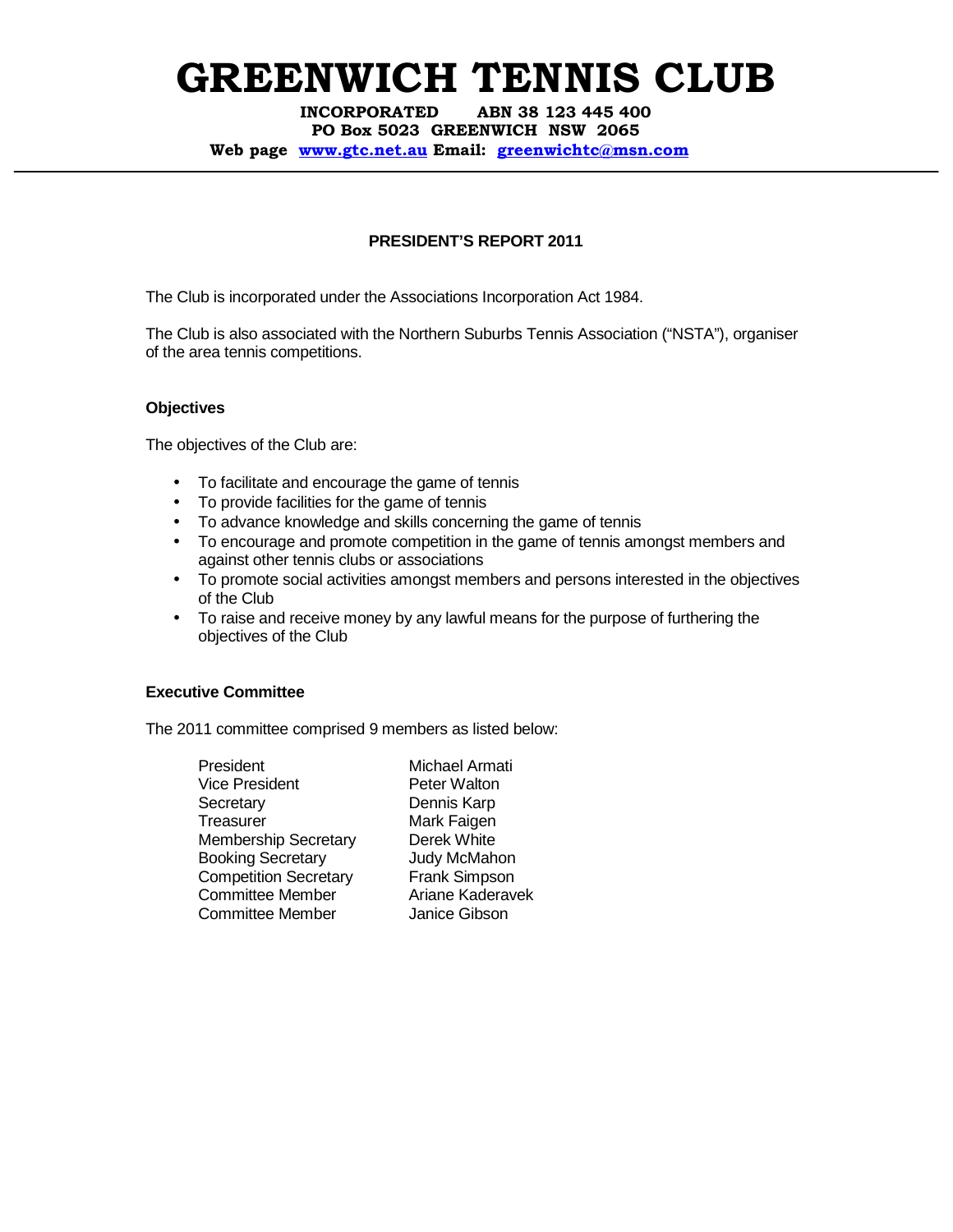# GREENWICH TENNIS CLUB

**INCORPORATED ABN 38 123 445 400**
**PO Box 5023 GREENWICH NSW 2065**
**Web page [www.gtc.net.au](http://www.gtc.net.au) Email: [greenwichtc@msn.com](mailto:greenwichtc@msn.com)**

---

## PRESIDENT'S REPORT 2011

The Club is incorporated under the Associations Incorporation Act 1984.

The Club is also associated with the Northern Suburbs Tennis Association ("NSTA"), organiser of the area tennis competitions.

### Objectives

The objectives of the Club are:

- To facilitate and encourage the game of tennis
- To provide facilities for the game of tennis
- To advance knowledge and skills concerning the game of tennis
- To encourage and promote competition in the game of tennis amongst members and against other tennis clubs or associations
- To promote social activities amongst members and persons interested in the objectives of the Club
- To raise and receive money by any lawful means for the purpose of furthering the objectives of the Club

### Executive Committee

The 2011 committee comprised 9 members as listed below:

| | |
|---|---|
| President | Michael Armati |
| Vice President | Peter Walton |
| Secretary | Dennis Karp |
| Treasurer | Mark Faigen |
| Membership Secretary | Derek White |
| Booking Secretary | Judy McMahon |
| Competition Secretary | Frank Simpson |
| Committee Member | Ariane Kaderavek |
| Committee Member | Janice Gibson |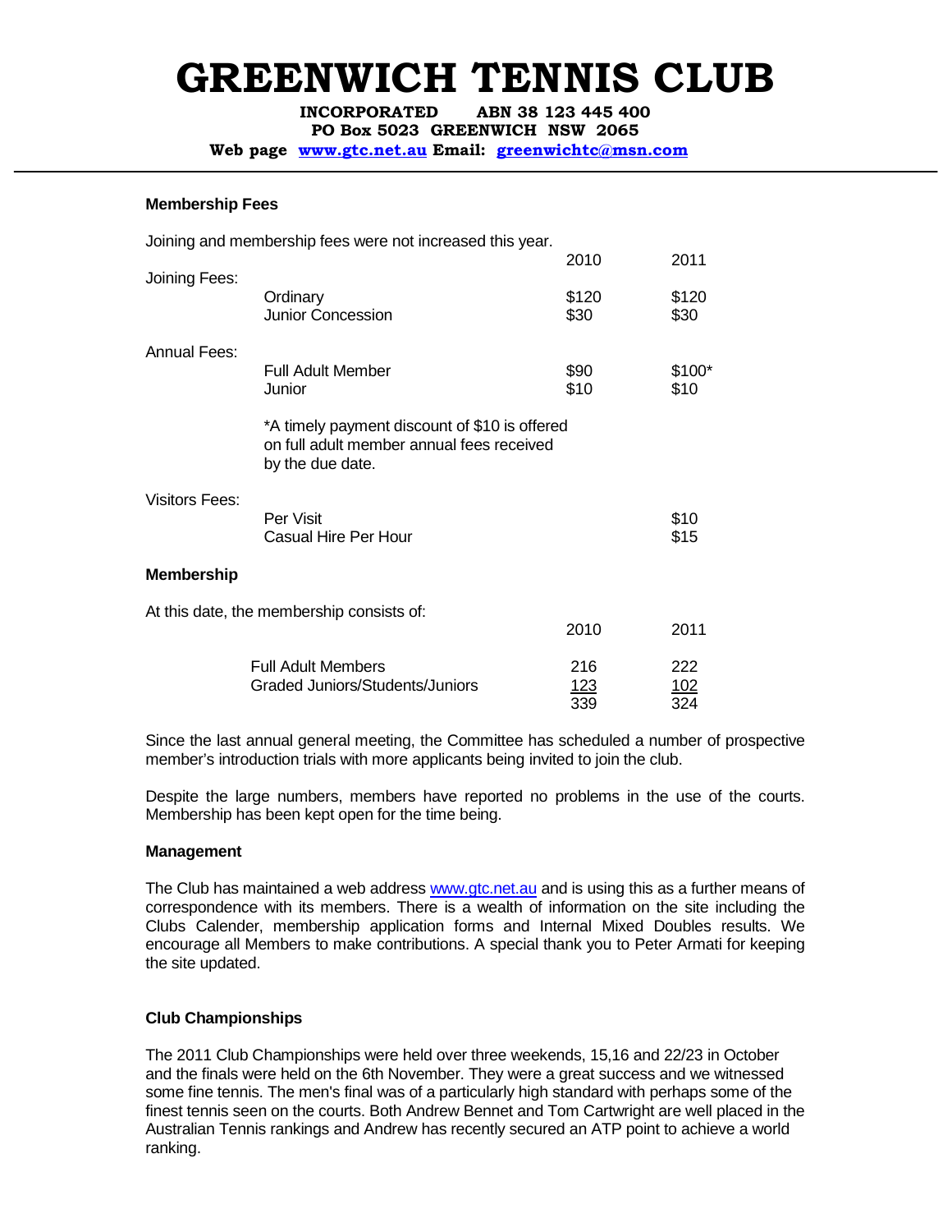# GREENWICH TENNIS CLUB

**INCORPORATED ABN 38 123 445 400**
**PO Box 5023 GREENWICH NSW 2065**
**Web page [www.gtc.net.au](http://www.gtc.net.au) Email: [greenwichtc@msn.com](mailto:greenwichtc@msn.com)**

### Membership Fees

Joining and membership fees were not increased this year.

| | | 2010 | 2011 |
|---|---|---|---|
| Joining Fees: | | | |
| | Ordinary | $120 | $120 |
| | Junior Concession | $30 | $30 |
| Annual Fees: | | | |
| | Full Adult Member | $90 | $100* |
| | Junior | $10 | $10 |
| | *A timely payment discount of $10 is offered on full adult member annual fees received by the due date. | | |
| Visitors Fees: | | | |
| | Per Visit | | $10 |
| | Casual Hire Per Hour | | $15 |

### Membership

At this date, the membership consists of:

| | 2010 | 2011 |
|---|---|---|
| Full Adult Members | 216 | 222 |
| Graded Juniors/Students/Juniors | 123 | 102 |
| | 339 | 324 |

Since the last annual general meeting, the Committee has scheduled a number of prospective member's introduction trials with more applicants being invited to join the club.

Despite the large numbers, members have reported no problems in the use of the courts. Membership has been kept open for the time being.

### Management

The Club has maintained a web address [www.gtc.net.au](http://www.gtc.net.au) and is using this as a further means of correspondence with its members. There is a wealth of information on the site including the Clubs Calender, membership application forms and Internal Mixed Doubles results. We encourage all Members to make contributions. A special thank you to Peter Armati for keeping the site updated.

### Club Championships

The 2011 Club Championships were held over three weekends, 15,16 and 22/23 in October and the finals were held on the 6th November. They were a great success and we witnessed some fine tennis. The men's final was of a particularly high standard with perhaps some of the finest tennis seen on the courts. Both Andrew Bennet and Tom Cartwright are well placed in the Australian Tennis rankings and Andrew has recently secured an ATP point to achieve a world ranking.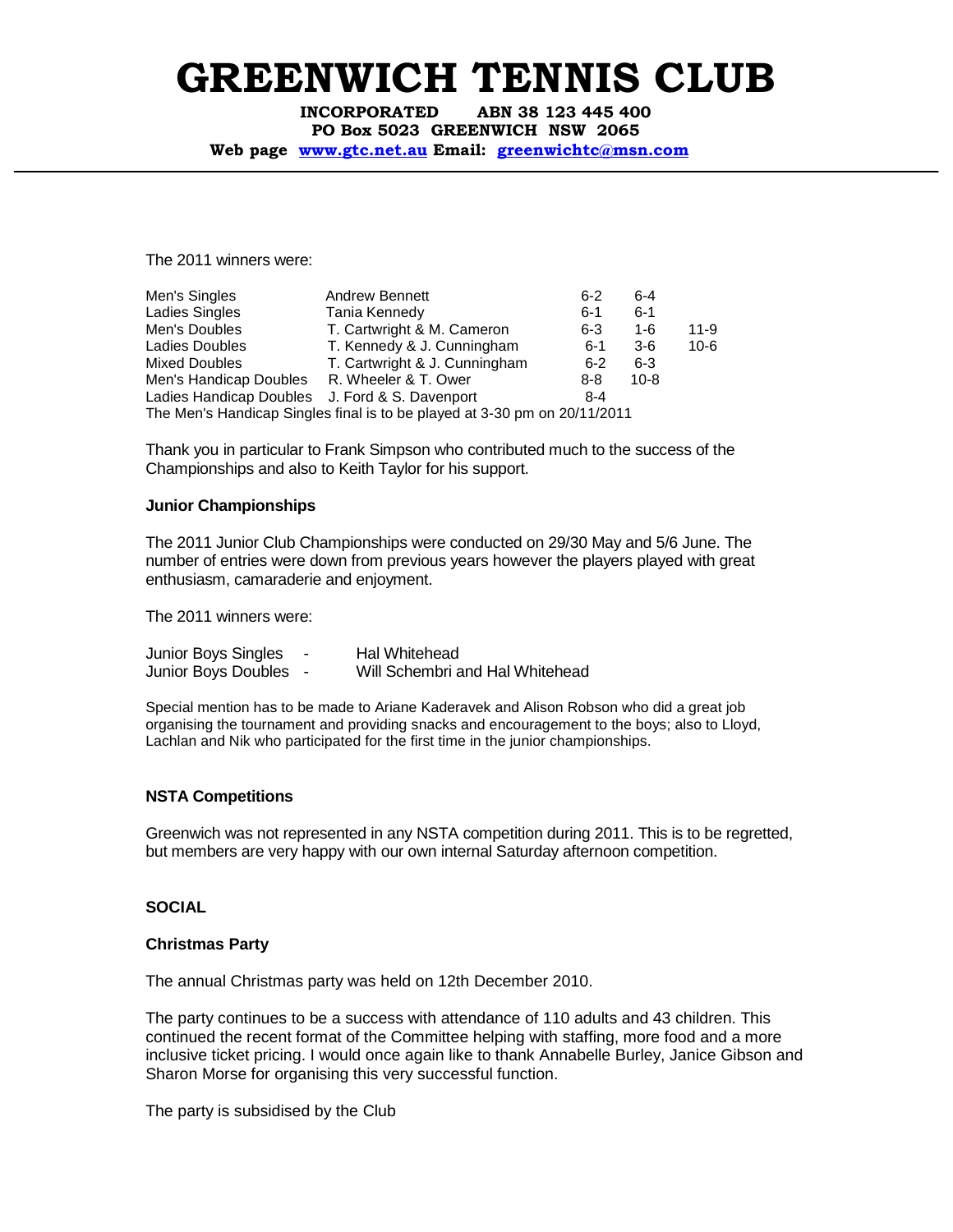# GREENWICH TENNIS CLUB

**INCORPORATED ABN 38 123 445 400**
**PO Box 5023 GREENWICH NSW 2065**
**Web page [www.gtc.net.au](http://www.gtc.net.au) Email: [greenwichtc@msn.com](mailto:greenwichtc@msn.com)**

---

The 2011 winners were:

| | | | | |
|---|---|---|---|---|
| Men's Singles | Andrew Bennett | 6-2 | 6-4 | |
| Ladies Singles | Tania Kennedy | 6-1 | 6-1 | |
| Men's Doubles | T. Cartwright & M. Cameron | 6-3 | 1-6 | 11-9 |
| Ladies Doubles | T. Kennedy & J. Cunningham | 6-1 | 3-6 | 10-6 |
| Mixed Doubles | T. Cartwright & J. Cunningham | 6-2 | 6-3 | |
| Men's Handicap Doubles | R. Wheeler & T. Ower | 8-8 | 10-8 | |
| Ladies Handicap Doubles | J. Ford & S. Davenport | 8-4 | | |

The Men's Handicap Singles final is to be played at 3-30 pm on 20/11/2011

Thank you in particular to Frank Simpson who contributed much to the success of the Championships and also to Keith Taylor for his support.

**Junior Championships**

The 2011 Junior Club Championships were conducted on 29/30 May and 5/6 June. The number of entries were down from previous years however the players played with great enthusiasm, camaraderie and enjoyment.

The 2011 winners were:

Junior Boys Singles - Hal Whitehead
Junior Boys Doubles - Will Schembri and Hal Whitehead

Special mention has to be made to Ariane Kaderavek and Alison Robson who did a great job organising the tournament and providing snacks and encouragement to the boys; also to Lloyd, Lachlan and Nik who participated for the first time in the junior championships.

**NSTA Competitions**

Greenwich was not represented in any NSTA competition during 2011. This is to be regretted, but members are very happy with our own internal Saturday afternoon competition.

**SOCIAL**

**Christmas Party**

The annual Christmas party was held on 12th December 2010.

The party continues to be a success with attendance of 110 adults and 43 children. This continued the recent format of the Committee helping with staffing, more food and a more inclusive ticket pricing. I would once again like to thank Annabelle Burley, Janice Gibson and Sharon Morse for organising this very successful function.

The party is subsidised by the Club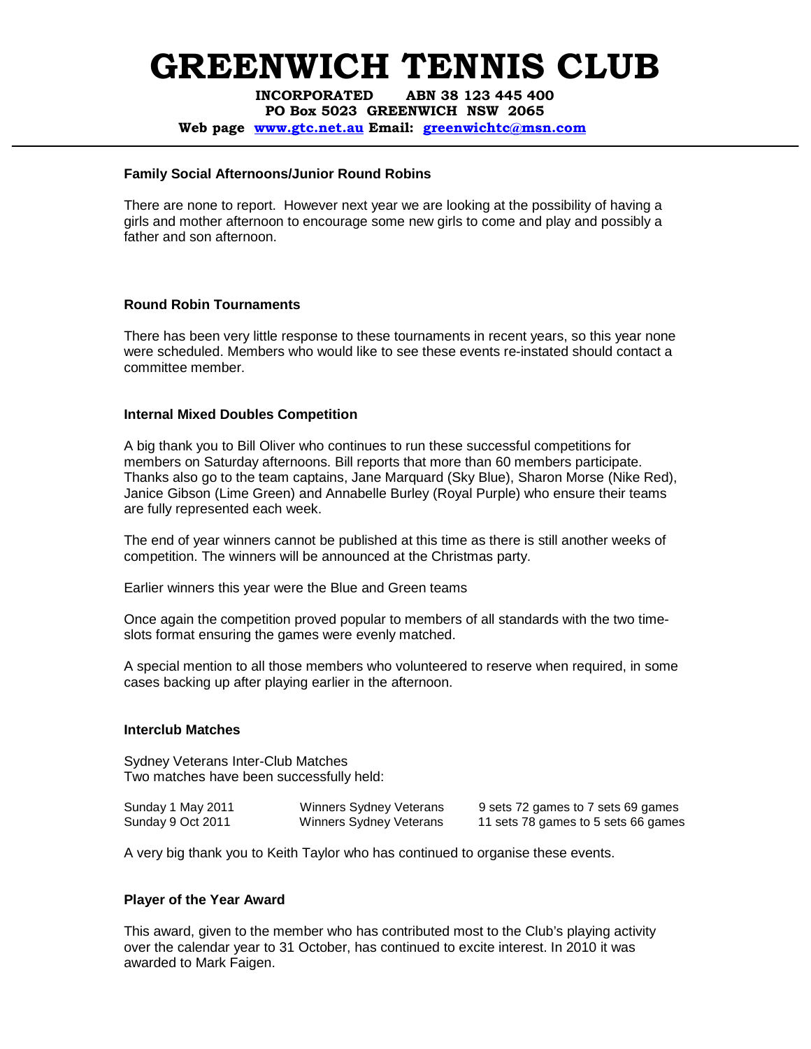# GREENWICH TENNIS CLUB

**INCORPORATED ABN 38 123 445 400**
**PO Box 5023 GREENWICH NSW 2065**
**Web page [www.gtc.net.au](http://www.gtc.net.au) Email: [greenwichtc@msn.com](mailto:greenwichtc@msn.com)**

---

### Family Social Afternoons/Junior Round Robins

There are none to report. However next year we are looking at the possibility of having a girls and mother afternoon to encourage some new girls to come and play and possibly a father and son afternoon.

### Round Robin Tournaments

There has been very little response to these tournaments in recent years, so this year none were scheduled. Members who would like to see these events re-instated should contact a committee member.

### Internal Mixed Doubles Competition

A big thank you to Bill Oliver who continues to run these successful competitions for members on Saturday afternoons. Bill reports that more than 60 members participate. Thanks also go to the team captains, Jane Marquard (Sky Blue), Sharon Morse (Nike Red), Janice Gibson (Lime Green) and Annabelle Burley (Royal Purple) who ensure their teams are fully represented each week.

The end of year winners cannot be published at this time as there is still another weeks of competition. The winners will be announced at the Christmas party.

Earlier winners this year were the Blue and Green teams

Once again the competition proved popular to members of all standards with the two time-slots format ensuring the games were evenly matched.

A special mention to all those members who volunteered to reserve when required, in some cases backing up after playing earlier in the afternoon.

### Interclub Matches

Sydney Veterans Inter-Club Matches
Two matches have been successfully held:

| | | |
|---|---|---|
| Sunday 1 May 2011 | Winners Sydney Veterans | 9 sets 72 games to 7 sets 69 games |
| Sunday 9 Oct 2011 | Winners Sydney Veterans | 11 sets 78 games to 5 sets 66 games |

A very big thank you to Keith Taylor who has continued to organise these events.

### Player of the Year Award

This award, given to the member who has contributed most to the Club's playing activity over the calendar year to 31 October, has continued to excite interest. In 2010 it was awarded to Mark Faigen.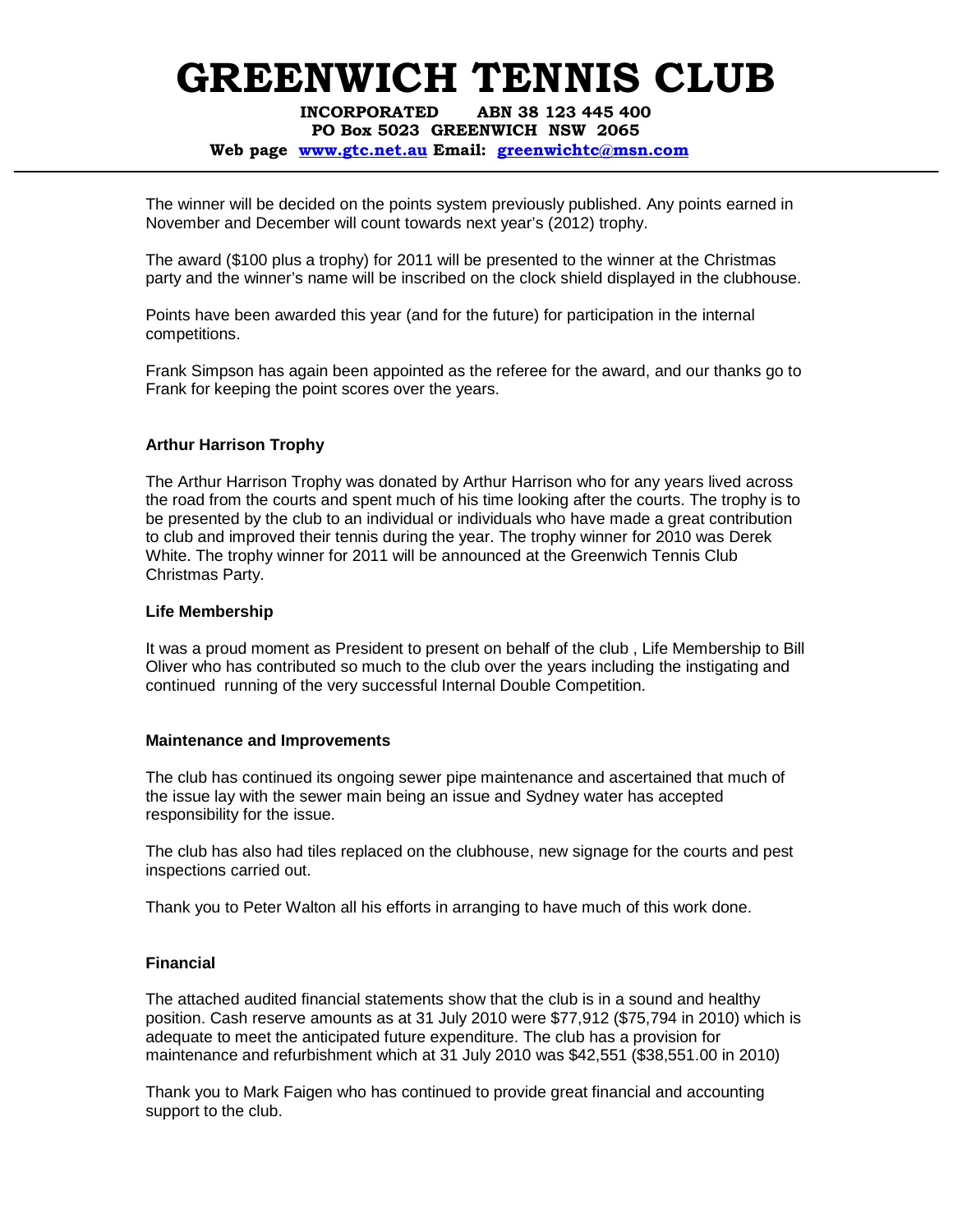The winner will be decided on the points system previously published. Any points earned in November and December will count towards next year's (2012) trophy.

The award ($100 plus a trophy) for 2011 will be presented to the winner at the Christmas party and the winner's name will be inscribed on the clock shield displayed in the clubhouse.

Points have been awarded this year (and for the future) for participation in the internal competitions.

Frank Simpson has again been appointed as the referee for the award, and our thanks go to Frank for keeping the point scores over the years.

**Arthur Harrison Trophy**

The Arthur Harrison Trophy was donated by Arthur Harrison who for any years lived across the road from the courts and spent much of his time looking after the courts. The trophy is to be presented by the club to an individual or individuals who have made a great contribution to club and improved their tennis during the year. The trophy winner for 2010 was Derek White. The trophy winner for 2011 will be announced at the Greenwich Tennis Club Christmas Party.

**Life Membership**

It was a proud moment as President to present on behalf of the club , Life Membership to Bill Oliver who has contributed so much to the club over the years including the instigating and continued running of the very successful Internal Double Competition.

**Maintenance and Improvements**

The club has continued its ongoing sewer pipe maintenance and ascertained that much of the issue lay with the sewer main being an issue and Sydney water has accepted responsibility for the issue.

The club has also had tiles replaced on the clubhouse, new signage for the courts and pest inspections carried out.

Thank you to Peter Walton all his efforts in arranging to have much of this work done.

**Financial**

The attached audited financial statements show that the club is in a sound and healthy position. Cash reserve amounts as at 31 July 2010 were $77,912 ($75,794 in 2010) which is adequate to meet the anticipated future expenditure. The club has a provision for maintenance and refurbishment which at 31 July 2010 was $42,551 ($38,551.00 in 2010)

Thank you to Mark Faigen who has continued to provide great financial and accounting support to the club.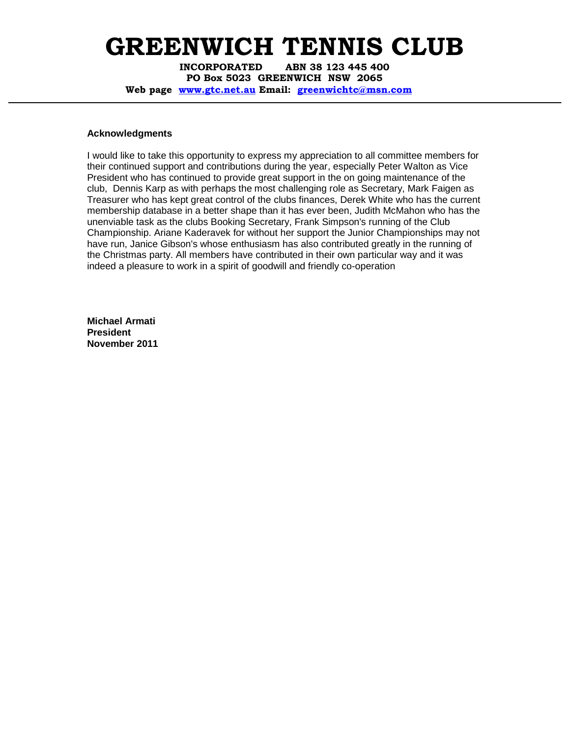# GREENWICH TENNIS CLUB

**INCORPORATED ABN 38 123 445 400**
**PO Box 5023 GREENWICH NSW 2065**
**Web page [www.gtc.net.au](http://www.gtc.net.au) Email: [greenwichtc@msn.com](mailto:greenwichtc@msn.com)**

---

**Acknowledgments**

I would like to take this opportunity to express my appreciation to all committee members for their continued support and contributions during the year, especially Peter Walton as Vice President who has continued to provide great support in the on going maintenance of the club, Dennis Karp as with perhaps the most challenging role as Secretary, Mark Faigen as Treasurer who has kept great control of the clubs finances, Derek White who has the current membership database in a better shape than it has ever been, Judith McMahon who has the unenviable task as the clubs Booking Secretary, Frank Simpson's running of the Club Championship. Ariane Kaderavek for without her support the Junior Championships may not have run, Janice Gibson's whose enthusiasm has also contributed greatly in the running of the Christmas party. All members have contributed in their own particular way and it was indeed a pleasure to work in a spirit of goodwill and friendly co-operation

**Michael Armati**
**President**
**November 2011**